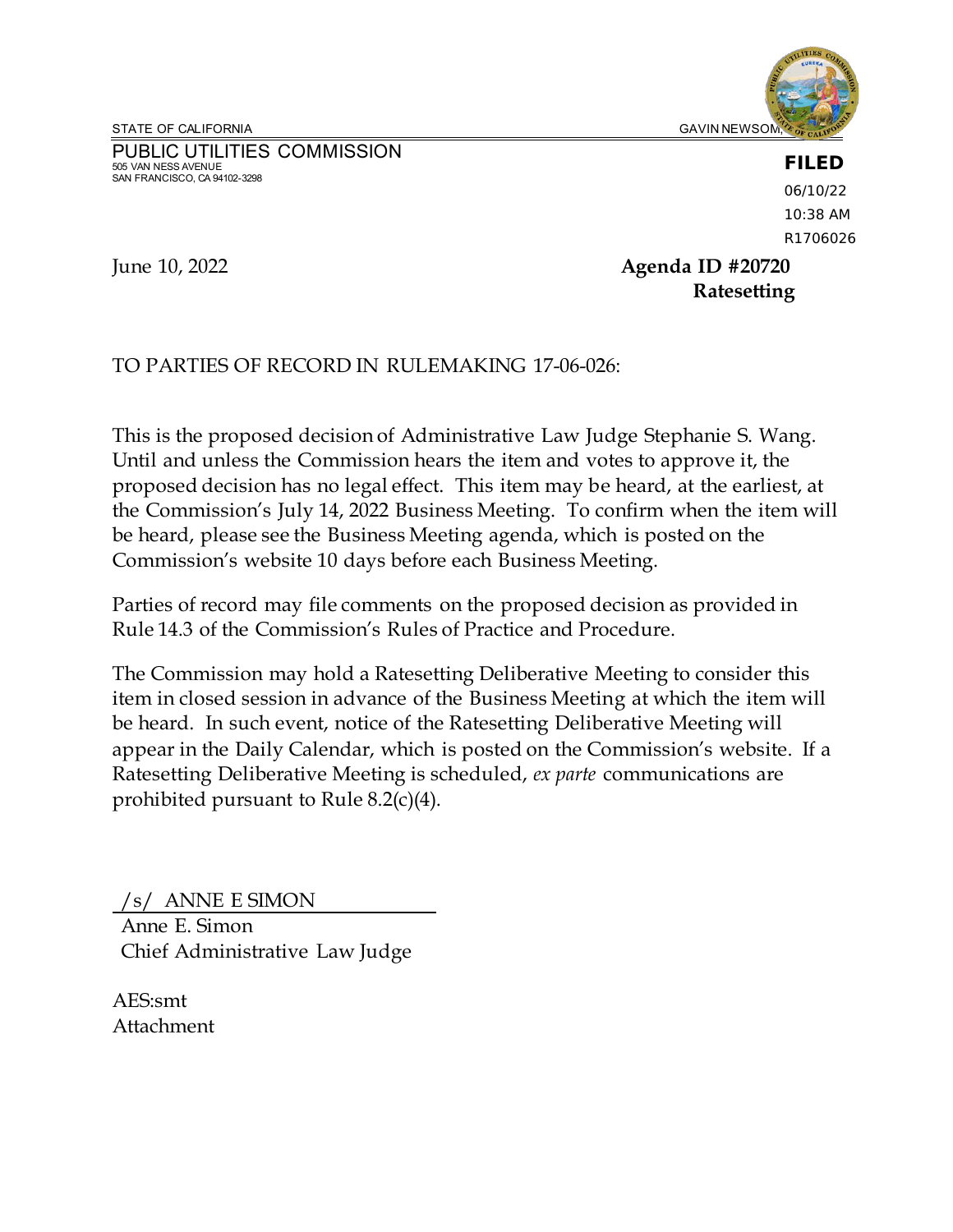STATE OF CALIFORNIA GAVIN NEWSOM

PUBLIC UTILITIES COMMISSION
505 VAN NESS AVENUE
SAN FRANCISCO, CA 94102-3298

**FILED**
06/10/22
10:38 AM
R1706026

June 10, 2022 **Agenda ID #20720**
**Ratesetting**

TO PARTIES OF RECORD IN RULEMAKING 17-06-026:

This is the proposed decision of Administrative Law Judge Stephanie S. Wang. Until and unless the Commission hears the item and votes to approve it, the proposed decision has no legal effect. This item may be heard, at the earliest, at the Commission's July 14, 2022 Business Meeting. To confirm when the item will be heard, please see the Business Meeting agenda, which is posted on the Commission's website 10 days before each Business Meeting.

Parties of record may file comments on the proposed decision as provided in Rule 14.3 of the Commission's Rules of Practice and Procedure.

The Commission may hold a Ratesetting Deliberative Meeting to consider this item in closed session in advance of the Business Meeting at which the item will be heard. In such event, notice of the Ratesetting Deliberative Meeting will appear in the Daily Calendar, which is posted on the Commission's website. If a Ratesetting Deliberative Meeting is scheduled, *ex parte* communications are prohibited pursuant to Rule 8.2(c)(4).

/s/ ANNE E SIMON
Anne E. Simon
Chief Administrative Law Judge

AES:smt
Attachment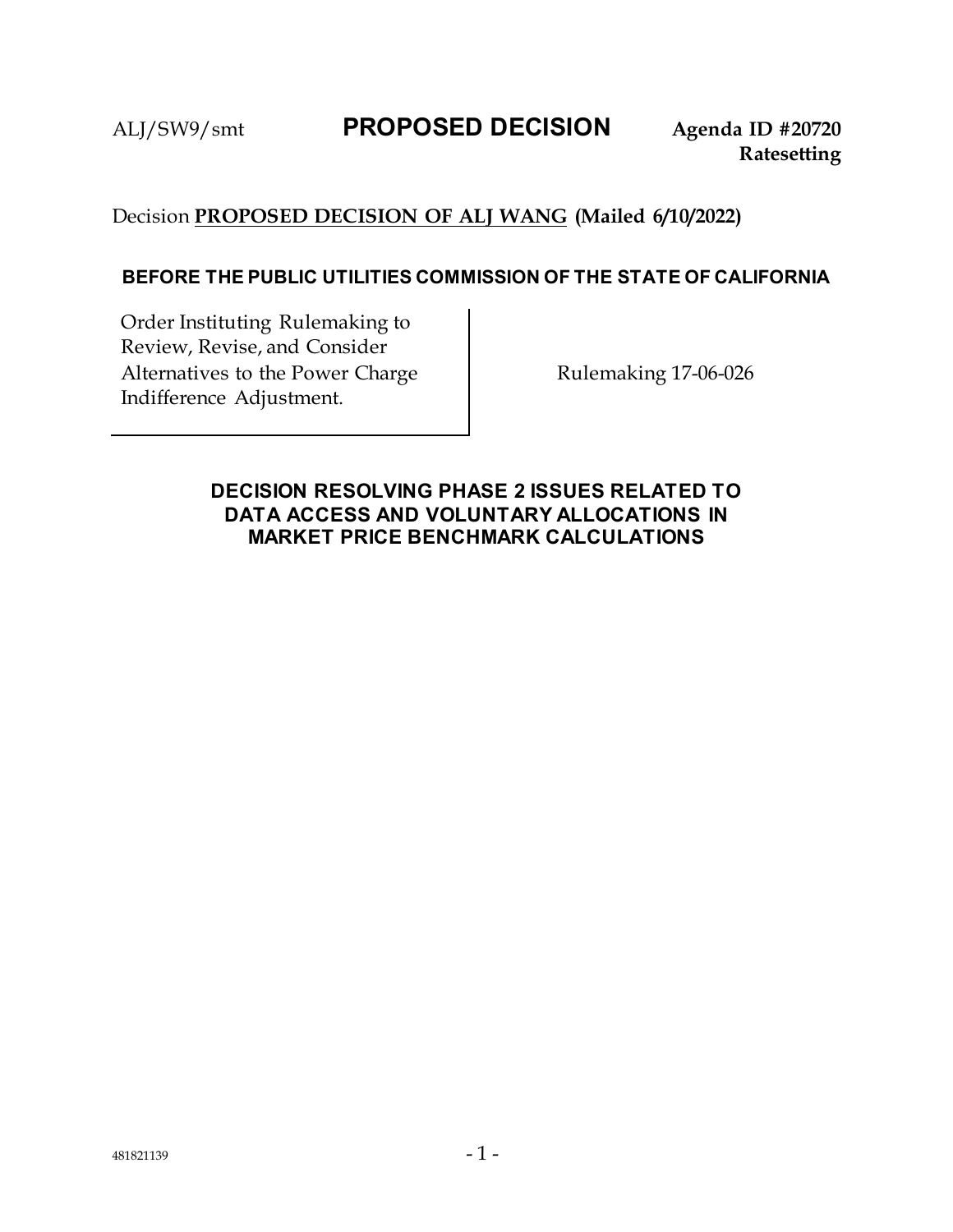ALJ/SW9/smt **PROPOSED DECISION** **Agenda ID #20720**
**Ratesetting**

Decision **PROPOSED DECISION OF ALJ WANG (Mailed 6/10/2022)**

**BEFORE THE PUBLIC UTILITIES COMMISSION OF THE STATE OF CALIFORNIA**

| Order Instituting Rulemaking to Review, Revise, and Consider Alternatives to the Power Charge Indifference Adjustment. | Rulemaking 17-06-026 |
| --- | --- |

## DECISION RESOLVING PHASE 2 ISSUES RELATED TO DATA ACCESS AND VOLUNTARY ALLOCATIONS IN MARKET PRICE BENCHMARK CALCULATIONS

481821139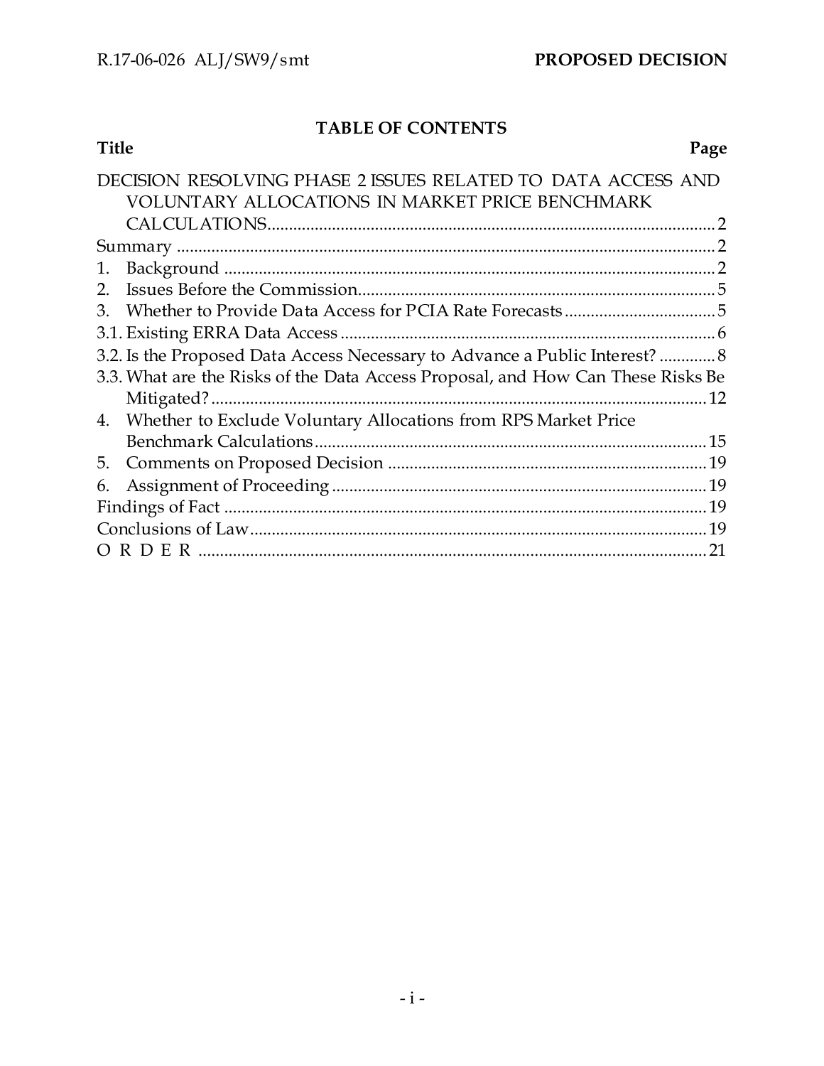## TABLE OF CONTENTS

| Title | Page |
|---|---|
| DECISION RESOLVING PHASE 2 ISSUES RELATED TO DATA ACCESS AND VOLUNTARY ALLOCATIONS IN MARKET PRICE BENCHMARK CALCULATIONS | 2 |
| Summary | 2 |
| 1. Background | 2 |
| 2. Issues Before the Commission | 5 |
| 3. Whether to Provide Data Access for PCIA Rate Forecasts | 5 |
| 3.1. Existing ERRA Data Access | 6 |
| 3.2. Is the Proposed Data Access Necessary to Advance a Public Interest? | 8 |
| 3.3. What are the Risks of the Data Access Proposal, and How Can These Risks Be Mitigated? | 12 |
| 4. Whether to Exclude Voluntary Allocations from RPS Market Price Benchmark Calculations | 15 |
| 5. Comments on Proposed Decision | 19 |
| 6. Assignment of Proceeding | 19 |
| Findings of Fact | 19 |
| Conclusions of Law | 19 |
| O R D E R | 21 |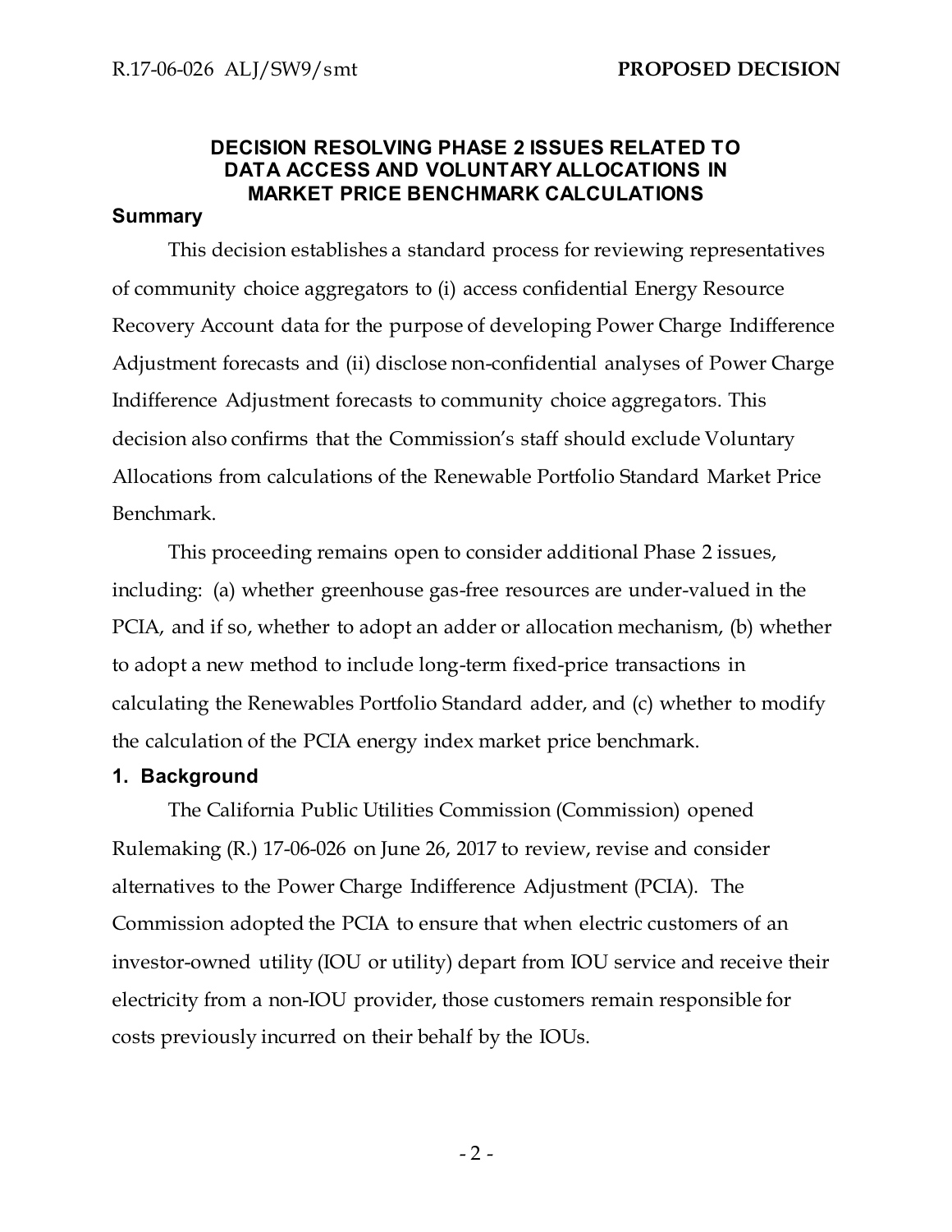# DECISION RESOLVING PHASE 2 ISSUES RELATED TO DATA ACCESS AND VOLUNTARY ALLOCATIONS IN MARKET PRICE BENCHMARK CALCULATIONS

## Summary

This decision establishes a standard process for reviewing representatives of community choice aggregators to (i) access confidential Energy Resource Recovery Account data for the purpose of developing Power Charge Indifference Adjustment forecasts and (ii) disclose non-confidential analyses of Power Charge Indifference Adjustment forecasts to community choice aggregators. This decision also confirms that the Commission's staff should exclude Voluntary Allocations from calculations of the Renewable Portfolio Standard Market Price Benchmark.

This proceeding remains open to consider additional Phase 2 issues, including: (a) whether greenhouse gas-free resources are under-valued in the PCIA, and if so, whether to adopt an adder or allocation mechanism, (b) whether to adopt a new method to include long-term fixed-price transactions in calculating the Renewables Portfolio Standard adder, and (c) whether to modify the calculation of the PCIA energy index market price benchmark.

## 1. Background

The California Public Utilities Commission (Commission) opened Rulemaking (R.) 17-06-026 on June 26, 2017 to review, revise and consider alternatives to the Power Charge Indifference Adjustment (PCIA). The Commission adopted the PCIA to ensure that when electric customers of an investor-owned utility (IOU or utility) depart from IOU service and receive their electricity from a non-IOU provider, those customers remain responsible for costs previously incurred on their behalf by the IOUs.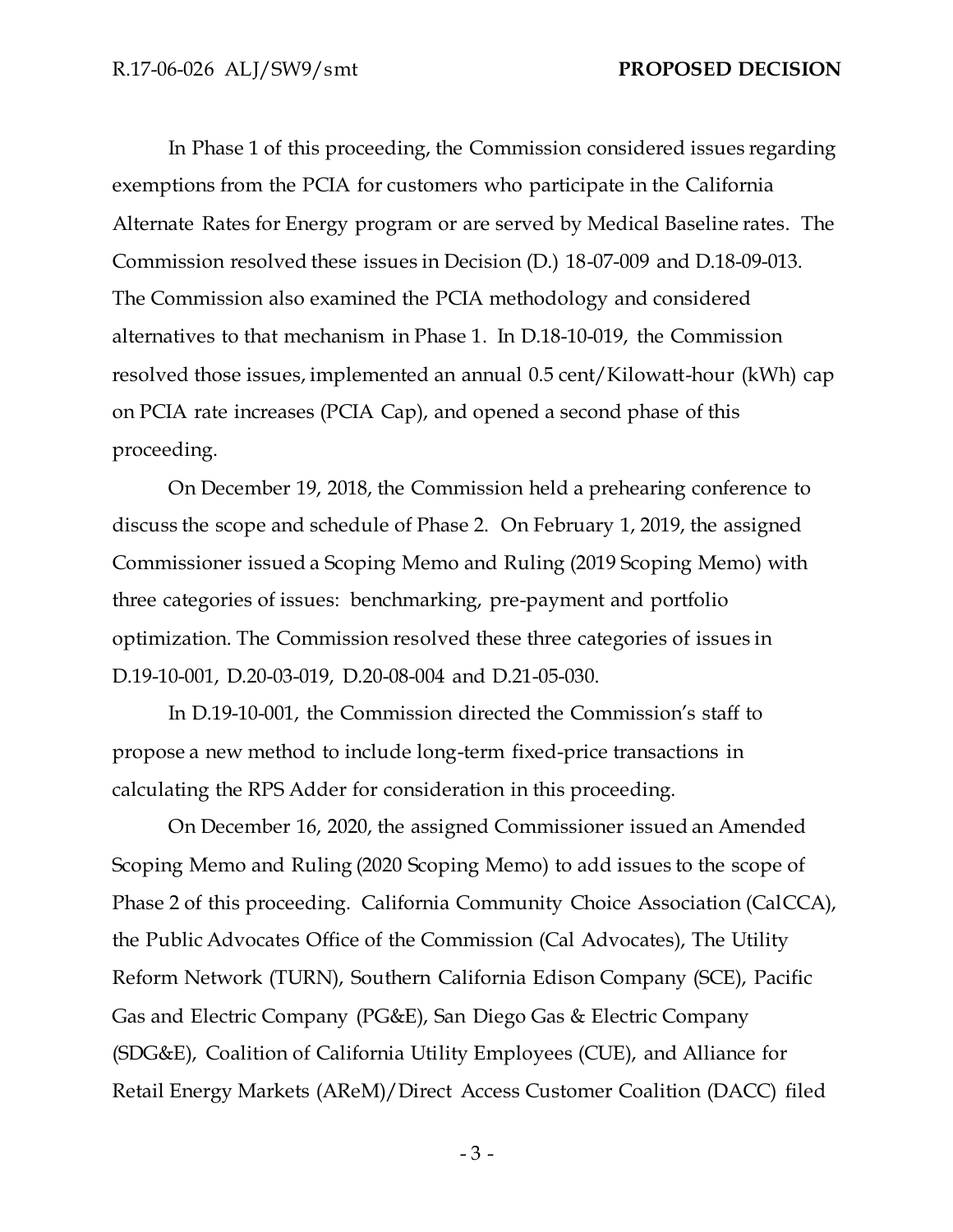In Phase 1 of this proceeding, the Commission considered issues regarding exemptions from the PCIA for customers who participate in the California Alternate Rates for Energy program or are served by Medical Baseline rates. The Commission resolved these issues in Decision (D.) 18-07-009 and D.18-09-013. The Commission also examined the PCIA methodology and considered alternatives to that mechanism in Phase 1. In D.18-10-019, the Commission resolved those issues, implemented an annual 0.5 cent/Kilowatt-hour (kWh) cap on PCIA rate increases (PCIA Cap), and opened a second phase of this proceeding.

On December 19, 2018, the Commission held a prehearing conference to discuss the scope and schedule of Phase 2. On February 1, 2019, the assigned Commissioner issued a Scoping Memo and Ruling (2019 Scoping Memo) with three categories of issues: benchmarking, pre-payment and portfolio optimization. The Commission resolved these three categories of issues in D.19-10-001, D.20-03-019, D.20-08-004 and D.21-05-030.

In D.19-10-001, the Commission directed the Commission's staff to propose a new method to include long-term fixed-price transactions in calculating the RPS Adder for consideration in this proceeding.

On December 16, 2020, the assigned Commissioner issued an Amended Scoping Memo and Ruling (2020 Scoping Memo) to add issues to the scope of Phase 2 of this proceeding. California Community Choice Association (CalCCA), the Public Advocates Office of the Commission (Cal Advocates), The Utility Reform Network (TURN), Southern California Edison Company (SCE), Pacific Gas and Electric Company (PG&E), San Diego Gas & Electric Company (SDG&E), Coalition of California Utility Employees (CUE), and Alliance for Retail Energy Markets (AReM)/Direct Access Customer Coalition (DACC) filed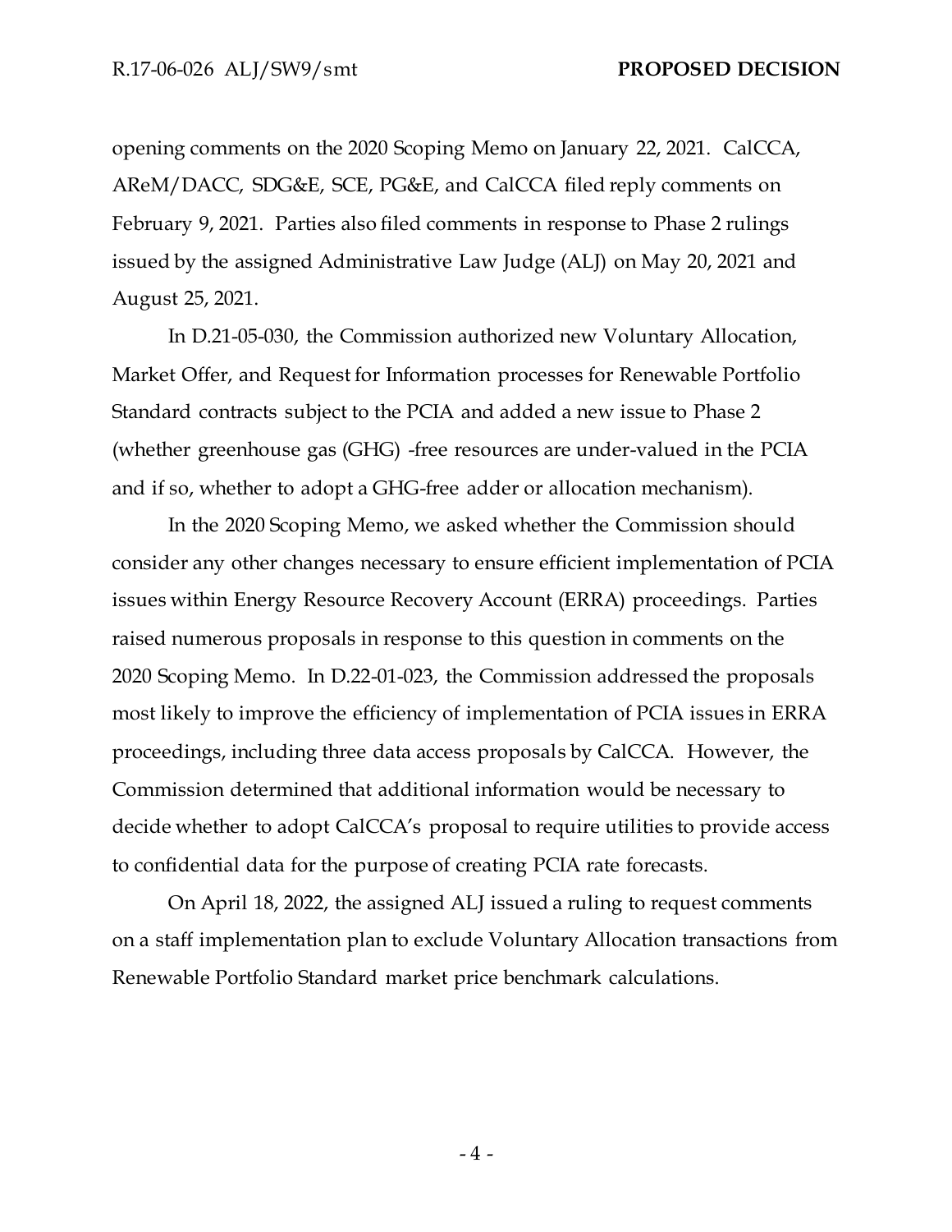opening comments on the 2020 Scoping Memo on January 22, 2021. CalCCA, AReM/DACC, SDG&E, SCE, PG&E, and CalCCA filed reply comments on February 9, 2021. Parties also filed comments in response to Phase 2 rulings issued by the assigned Administrative Law Judge (ALJ) on May 20, 2021 and August 25, 2021.

In D.21-05-030, the Commission authorized new Voluntary Allocation, Market Offer, and Request for Information processes for Renewable Portfolio Standard contracts subject to the PCIA and added a new issue to Phase 2 (whether greenhouse gas (GHG) -free resources are under-valued in the PCIA and if so, whether to adopt a GHG-free adder or allocation mechanism).

In the 2020 Scoping Memo, we asked whether the Commission should consider any other changes necessary to ensure efficient implementation of PCIA issues within Energy Resource Recovery Account (ERRA) proceedings. Parties raised numerous proposals in response to this question in comments on the 2020 Scoping Memo. In D.22-01-023, the Commission addressed the proposals most likely to improve the efficiency of implementation of PCIA issues in ERRA proceedings, including three data access proposals by CalCCA. However, the Commission determined that additional information would be necessary to decide whether to adopt CalCCA's proposal to require utilities to provide access to confidential data for the purpose of creating PCIA rate forecasts.

On April 18, 2022, the assigned ALJ issued a ruling to request comments on a staff implementation plan to exclude Voluntary Allocation transactions from Renewable Portfolio Standard market price benchmark calculations.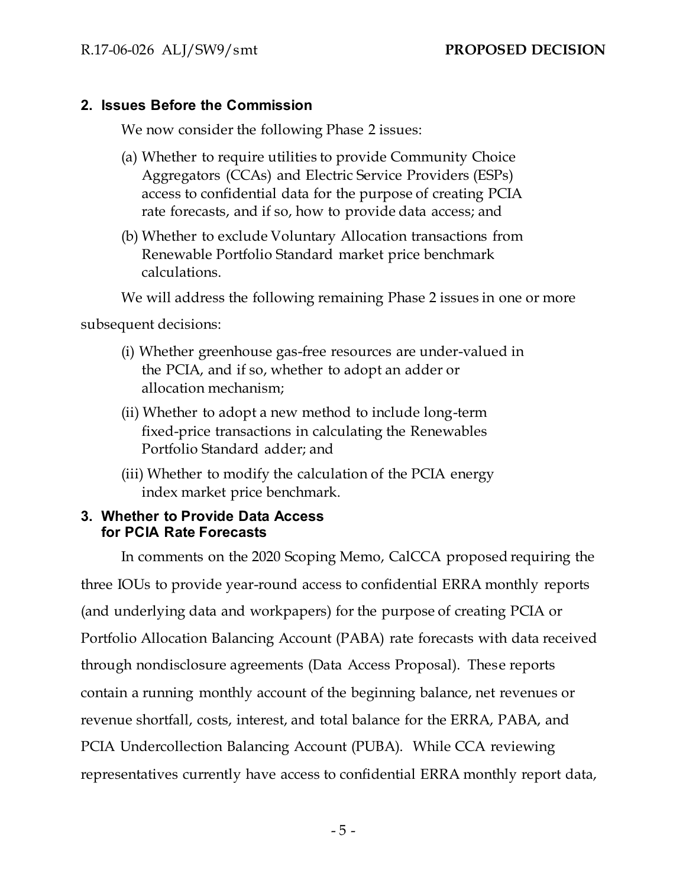## 2. Issues Before the Commission

We now consider the following Phase 2 issues:

(a) Whether to require utilities to provide Community Choice Aggregators (CCAs) and Electric Service Providers (ESPs) access to confidential data for the purpose of creating PCIA rate forecasts, and if so, how to provide data access; and

(b) Whether to exclude Voluntary Allocation transactions from Renewable Portfolio Standard market price benchmark calculations.

We will address the following remaining Phase 2 issues in one or more subsequent decisions:

(i) Whether greenhouse gas-free resources are under-valued in the PCIA, and if so, whether to adopt an adder or allocation mechanism;

(ii) Whether to adopt a new method to include long-term fixed-price transactions in calculating the Renewables Portfolio Standard adder; and

(iii) Whether to modify the calculation of the PCIA energy index market price benchmark.

## 3. Whether to Provide Data Access for PCIA Rate Forecasts

In comments on the 2020 Scoping Memo, CalCCA proposed requiring the three IOUs to provide year-round access to confidential ERRA monthly reports (and underlying data and workpapers) for the purpose of creating PCIA or Portfolio Allocation Balancing Account (PABA) rate forecasts with data received through nondisclosure agreements (Data Access Proposal). These reports contain a running monthly account of the beginning balance, net revenues or revenue shortfall, costs, interest, and total balance for the ERRA, PABA, and PCIA Undercollection Balancing Account (PUBA). While CCA reviewing representatives currently have access to confidential ERRA monthly report data,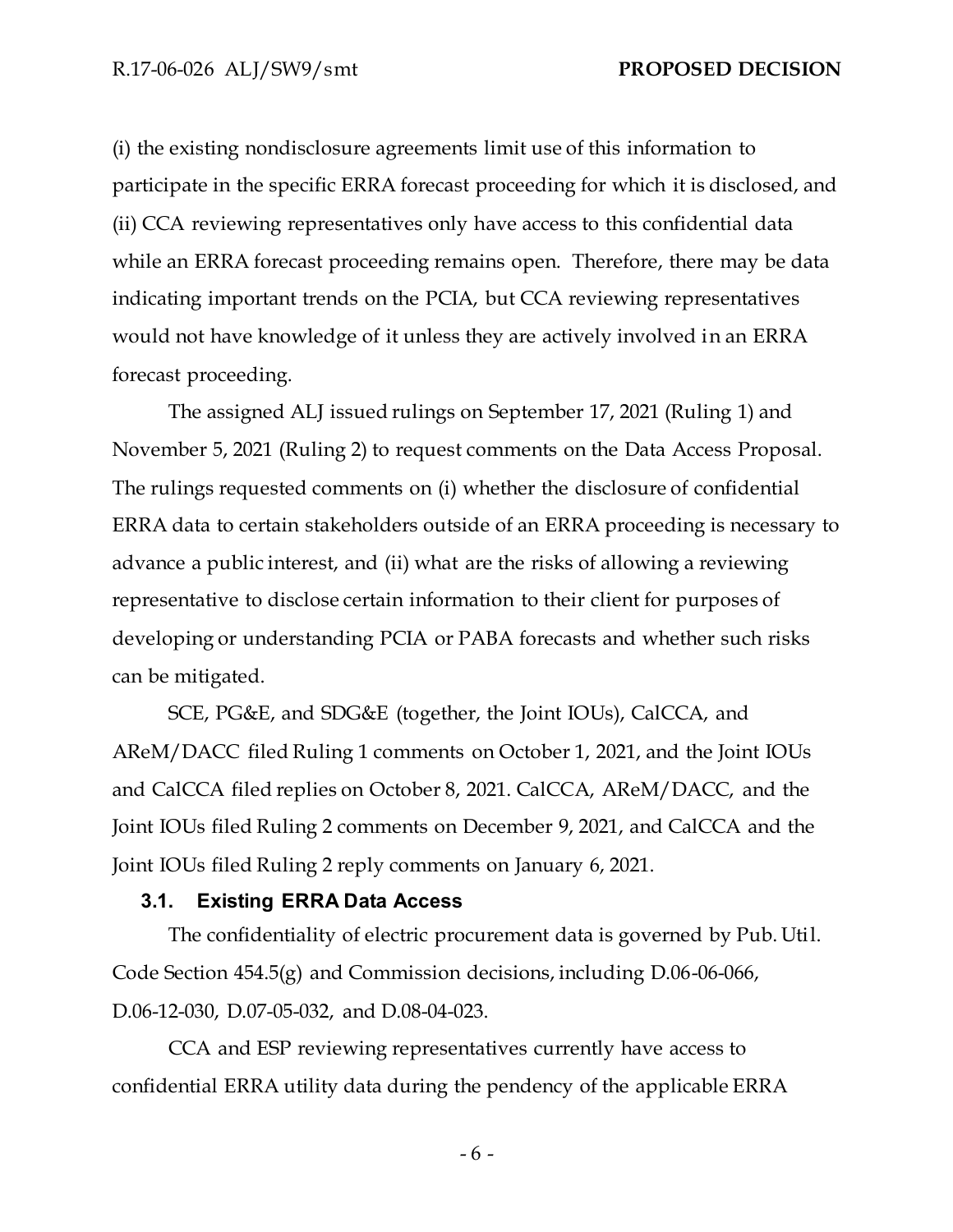(i) the existing nondisclosure agreements limit use of this information to participate in the specific ERRA forecast proceeding for which it is disclosed, and (ii) CCA reviewing representatives only have access to this confidential data while an ERRA forecast proceeding remains open. Therefore, there may be data indicating important trends on the PCIA, but CCA reviewing representatives would not have knowledge of it unless they are actively involved in an ERRA forecast proceeding.

The assigned ALJ issued rulings on September 17, 2021 (Ruling 1) and November 5, 2021 (Ruling 2) to request comments on the Data Access Proposal. The rulings requested comments on (i) whether the disclosure of confidential ERRA data to certain stakeholders outside of an ERRA proceeding is necessary to advance a public interest, and (ii) what are the risks of allowing a reviewing representative to disclose certain information to their client for purposes of developing or understanding PCIA or PABA forecasts and whether such risks can be mitigated.

SCE, PG&E, and SDG&E (together, the Joint IOUs), CalCCA, and AReM/DACC filed Ruling 1 comments on October 1, 2021, and the Joint IOUs and CalCCA filed replies on October 8, 2021. CalCCA, AReM/DACC, and the Joint IOUs filed Ruling 2 comments on December 9, 2021, and CalCCA and the Joint IOUs filed Ruling 2 reply comments on January 6, 2021.

### 3.1. Existing ERRA Data Access

The confidentiality of electric procurement data is governed by Pub. Util. Code Section 454.5(g) and Commission decisions, including D.06-06-066, D.06-12-030, D.07-05-032, and D.08-04-023.

CCA and ESP reviewing representatives currently have access to confidential ERRA utility data during the pendency of the applicable ERRA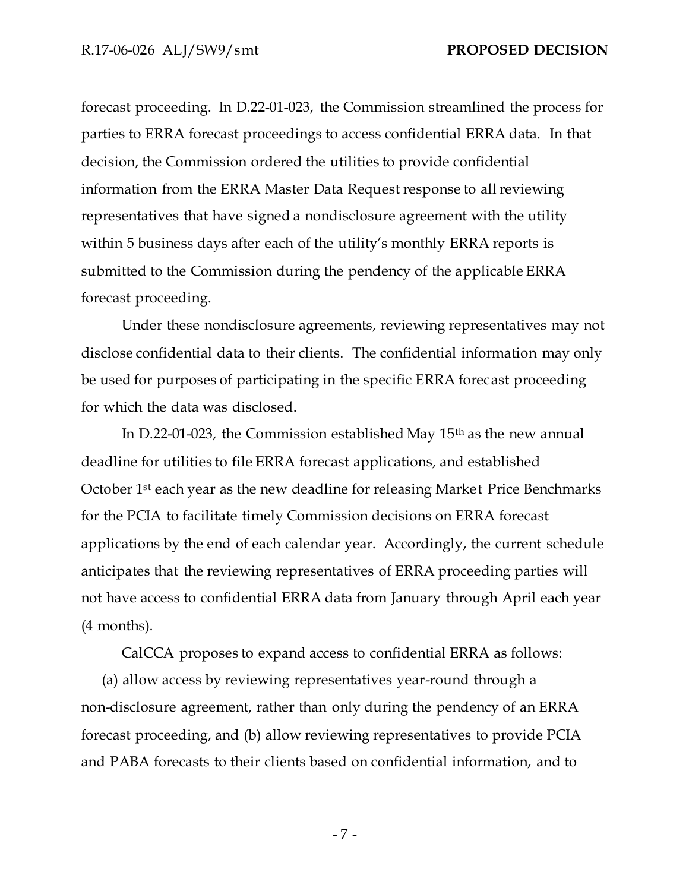forecast proceeding. In D.22-01-023, the Commission streamlined the process for parties to ERRA forecast proceedings to access confidential ERRA data. In that decision, the Commission ordered the utilities to provide confidential information from the ERRA Master Data Request response to all reviewing representatives that have signed a nondisclosure agreement with the utility within 5 business days after each of the utility's monthly ERRA reports is submitted to the Commission during the pendency of the applicable ERRA forecast proceeding.

Under these nondisclosure agreements, reviewing representatives may not disclose confidential data to their clients. The confidential information may only be used for purposes of participating in the specific ERRA forecast proceeding for which the data was disclosed.

In D.22-01-023, the Commission established May 15th as the new annual deadline for utilities to file ERRA forecast applications, and established October 1st each year as the new deadline for releasing Market Price Benchmarks for the PCIA to facilitate timely Commission decisions on ERRA forecast applications by the end of each calendar year. Accordingly, the current schedule anticipates that the reviewing representatives of ERRA proceeding parties will not have access to confidential ERRA data from January through April each year (4 months).

CalCCA proposes to expand access to confidential ERRA as follows:

(a) allow access by reviewing representatives year-round through a non-disclosure agreement, rather than only during the pendency of an ERRA forecast proceeding, and (b) allow reviewing representatives to provide PCIA and PABA forecasts to their clients based on confidential information, and to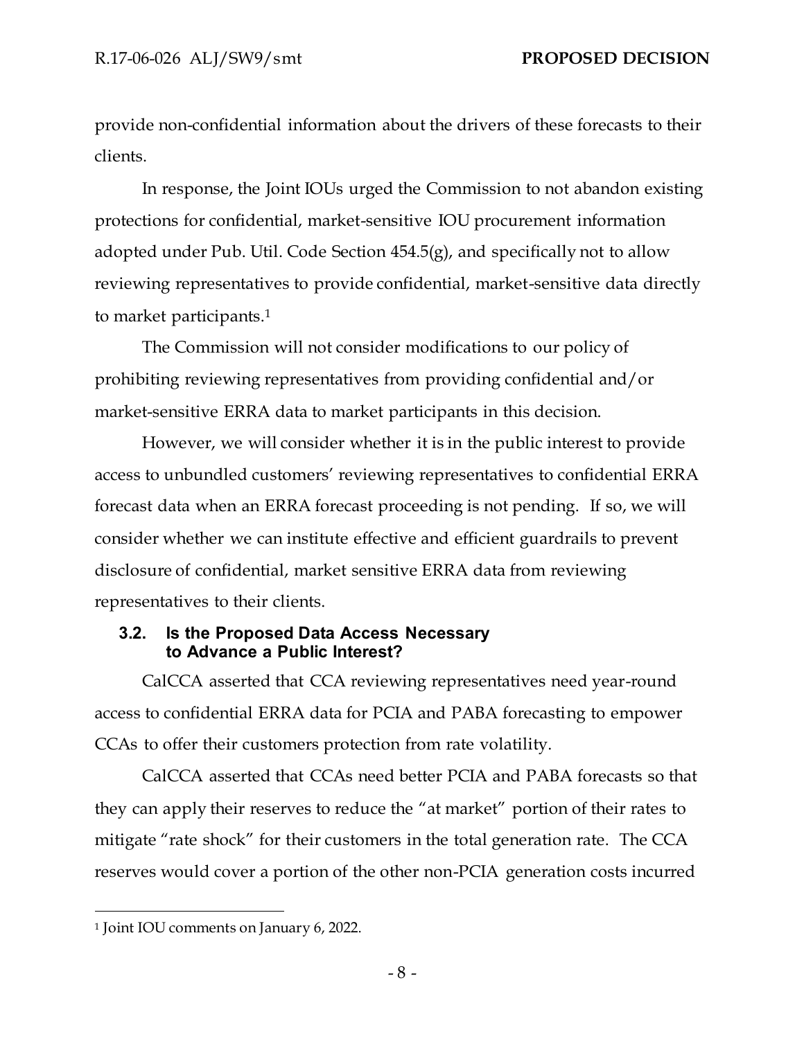provide non-confidential information about the drivers of these forecasts to their clients.

In response, the Joint IOUs urged the Commission to not abandon existing protections for confidential, market-sensitive IOU procurement information adopted under Pub. Util. Code Section 454.5(g), and specifically not to allow reviewing representatives to provide confidential, market-sensitive data directly to market participants.[1]

The Commission will not consider modifications to our policy of prohibiting reviewing representatives from providing confidential and/or market-sensitive ERRA data to market participants in this decision.

However, we will consider whether it is in the public interest to provide access to unbundled customers' reviewing representatives to confidential ERRA forecast data when an ERRA forecast proceeding is not pending. If so, we will consider whether we can institute effective and efficient guardrails to prevent disclosure of confidential, market sensitive ERRA data from reviewing representatives to their clients.

### 3.2. Is the Proposed Data Access Necessary to Advance a Public Interest?

CalCCA asserted that CCA reviewing representatives need year-round access to confidential ERRA data for PCIA and PABA forecasting to empower CCAs to offer their customers protection from rate volatility.

CalCCA asserted that CCAs need better PCIA and PABA forecasts so that they can apply their reserves to reduce the "at market" portion of their rates to mitigate "rate shock" for their customers in the total generation rate. The CCA reserves would cover a portion of the other non-PCIA generation costs incurred

---

[1] Joint IOU comments on January 6, 2022.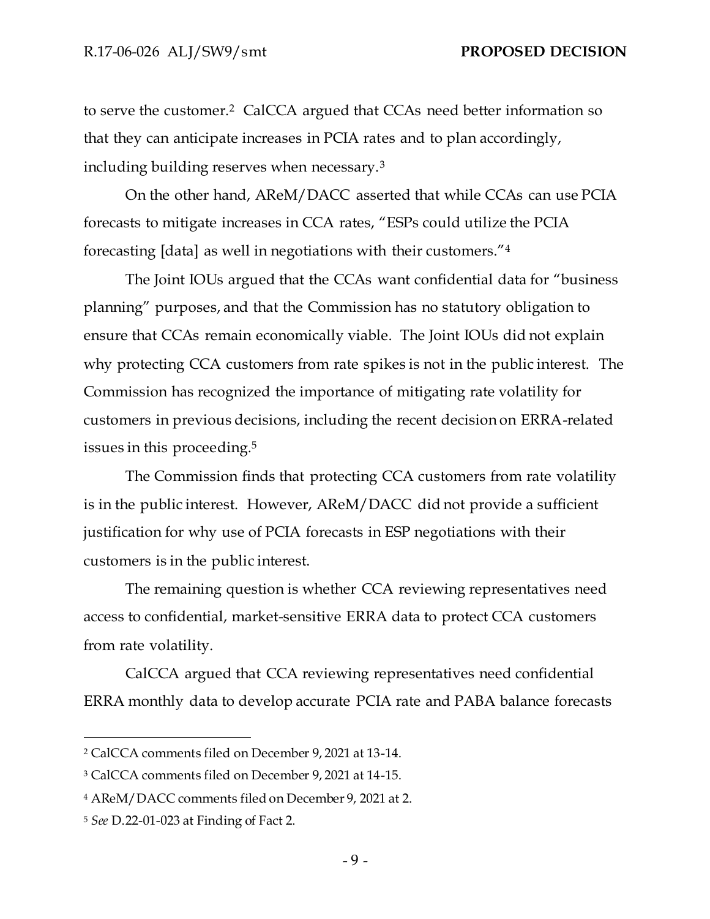to serve the customer.[2] CalCCA argued that CCAs need better information so that they can anticipate increases in PCIA rates and to plan accordingly, including building reserves when necessary.[3]

On the other hand, AReM/DACC asserted that while CCAs can use PCIA forecasts to mitigate increases in CCA rates, "ESPs could utilize the PCIA forecasting [data] as well in negotiations with their customers."[4]

The Joint IOUs argued that the CCAs want confidential data for "business planning" purposes, and that the Commission has no statutory obligation to ensure that CCAs remain economically viable. The Joint IOUs did not explain why protecting CCA customers from rate spikes is not in the public interest. The Commission has recognized the importance of mitigating rate volatility for customers in previous decisions, including the recent decision on ERRA-related issues in this proceeding.[5]

The Commission finds that protecting CCA customers from rate volatility is in the public interest. However, AReM/DACC did not provide a sufficient justification for why use of PCIA forecasts in ESP negotiations with their customers is in the public interest.

The remaining question is whether CCA reviewing representatives need access to confidential, market-sensitive ERRA data to protect CCA customers from rate volatility.

CalCCA argued that CCA reviewing representatives need confidential ERRA monthly data to develop accurate PCIA rate and PABA balance forecasts

---

[2] CalCCA comments filed on December 9, 2021 at 13-14.

[3] CalCCA comments filed on December 9, 2021 at 14-15.

[4] AReM/DACC comments filed on December 9, 2021 at 2.

[5] *See* D.22-01-023 at Finding of Fact 2.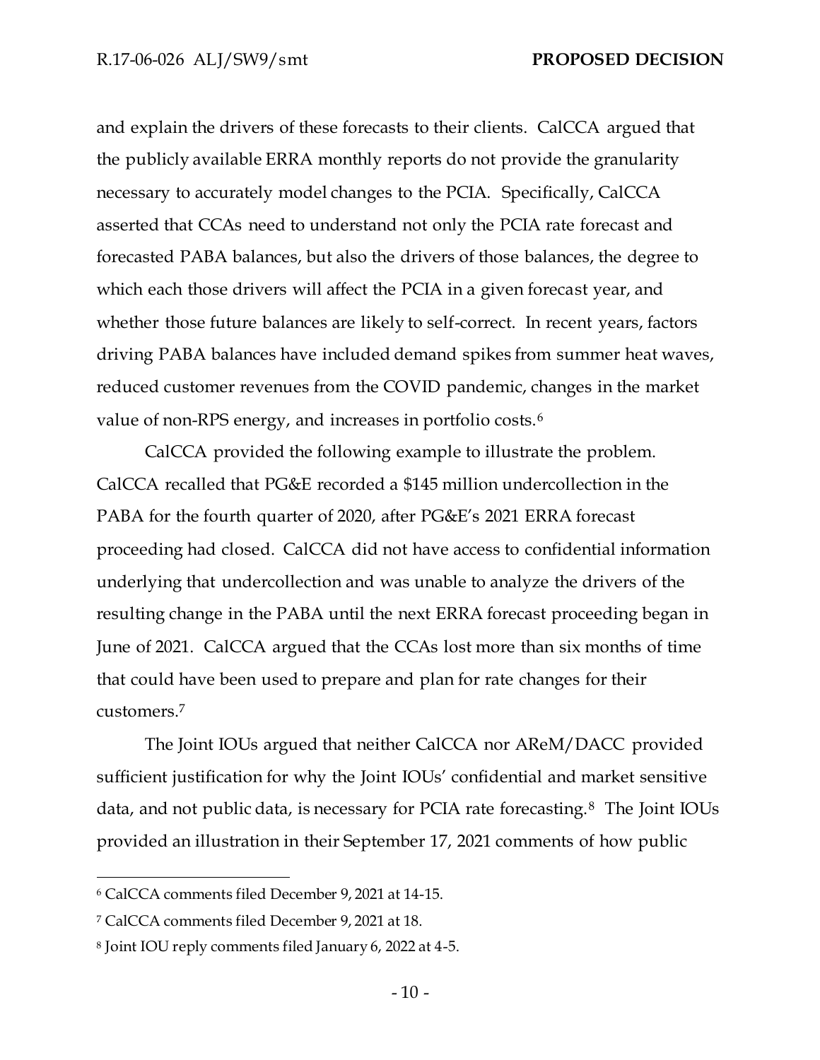and explain the drivers of these forecasts to their clients. CalCCA argued that the publicly available ERRA monthly reports do not provide the granularity necessary to accurately model changes to the PCIA. Specifically, CalCCA asserted that CCAs need to understand not only the PCIA rate forecast and forecasted PABA balances, but also the drivers of those balances, the degree to which each those drivers will affect the PCIA in a given forecast year, and whether those future balances are likely to self-correct. In recent years, factors driving PABA balances have included demand spikes from summer heat waves, reduced customer revenues from the COVID pandemic, changes in the market value of non-RPS energy, and increases in portfolio costs.[6]

CalCCA provided the following example to illustrate the problem. CalCCA recalled that PG&E recorded a $145 million undercollection in the PABA for the fourth quarter of 2020, after PG&E's 2021 ERRA forecast proceeding had closed. CalCCA did not have access to confidential information underlying that undercollection and was unable to analyze the drivers of the resulting change in the PABA until the next ERRA forecast proceeding began in June of 2021. CalCCA argued that the CCAs lost more than six months of time that could have been used to prepare and plan for rate changes for their customers.[7]

The Joint IOUs argued that neither CalCCA nor AReM/DACC provided sufficient justification for why the Joint IOUs' confidential and market sensitive data, and not public data, is necessary for PCIA rate forecasting.[8] The Joint IOUs provided an illustration in their September 17, 2021 comments of how public

---

[6] CalCCA comments filed December 9, 2021 at 14-15.

[7] CalCCA comments filed December 9, 2021 at 18.

[8] Joint IOU reply comments filed January 6, 2022 at 4-5.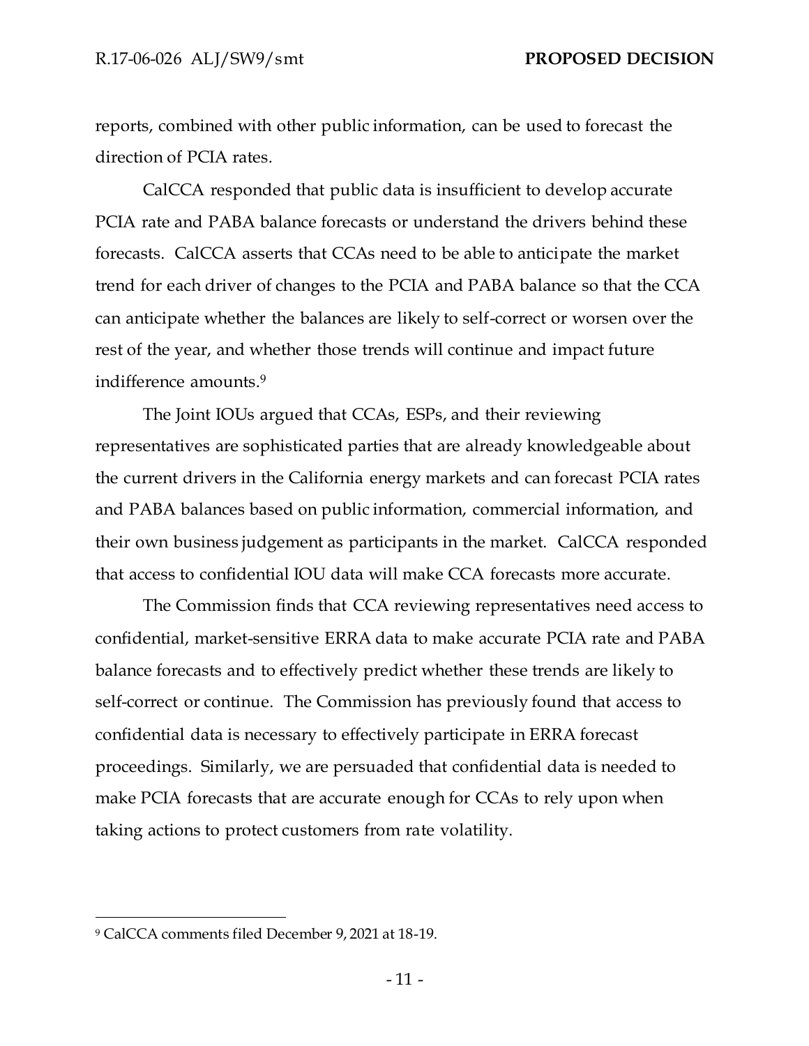reports, combined with other public information, can be used to forecast the direction of PCIA rates.

CalCCA responded that public data is insufficient to develop accurate PCIA rate and PABA balance forecasts or understand the drivers behind these forecasts. CalCCA asserts that CCAs need to be able to anticipate the market trend for each driver of changes to the PCIA and PABA balance so that the CCA can anticipate whether the balances are likely to self-correct or worsen over the rest of the year, and whether those trends will continue and impact future indifference amounts.[9]

The Joint IOUs argued that CCAs, ESPs, and their reviewing representatives are sophisticated parties that are already knowledgeable about the current drivers in the California energy markets and can forecast PCIA rates and PABA balances based on public information, commercial information, and their own business judgement as participants in the market. CalCCA responded that access to confidential IOU data will make CCA forecasts more accurate.

The Commission finds that CCA reviewing representatives need access to confidential, market-sensitive ERRA data to make accurate PCIA rate and PABA balance forecasts and to effectively predict whether these trends are likely to self-correct or continue. The Commission has previously found that access to confidential data is necessary to effectively participate in ERRA forecast proceedings. Similarly, we are persuaded that confidential data is needed to make PCIA forecasts that are accurate enough for CCAs to rely upon when taking actions to protect customers from rate volatility.

---

[9] CalCCA comments filed December 9, 2021 at 18-19.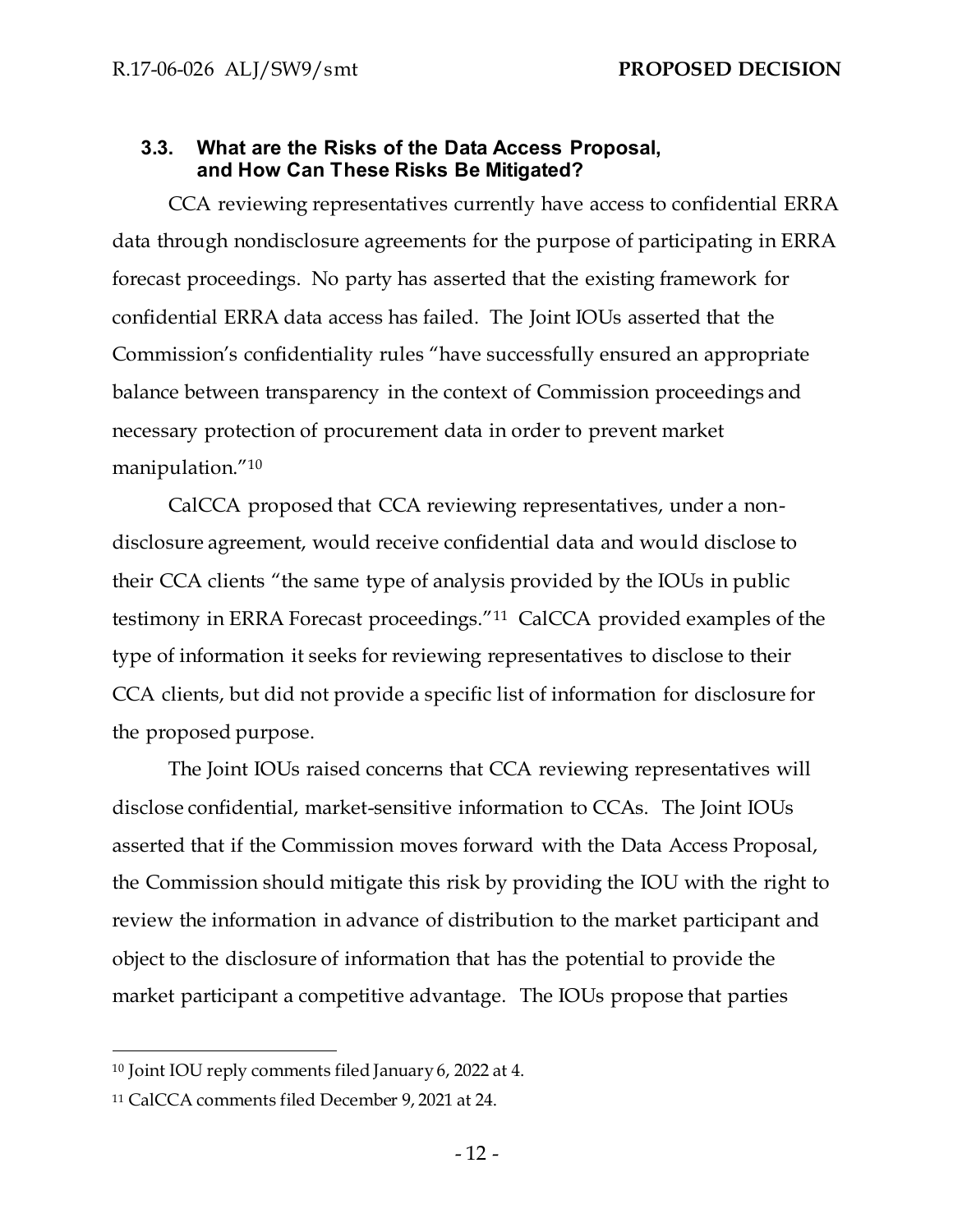### 3.3. What are the Risks of the Data Access Proposal, and How Can These Risks Be Mitigated?

CCA reviewing representatives currently have access to confidential ERRA data through nondisclosure agreements for the purpose of participating in ERRA forecast proceedings. No party has asserted that the existing framework for confidential ERRA data access has failed. The Joint IOUs asserted that the Commission's confidentiality rules "have successfully ensured an appropriate balance between transparency in the context of Commission proceedings and necessary protection of procurement data in order to prevent market manipulation."[10]

CalCCA proposed that CCA reviewing representatives, under a non-disclosure agreement, would receive confidential data and would disclose to their CCA clients "the same type of analysis provided by the IOUs in public testimony in ERRA Forecast proceedings."[11] CalCCA provided examples of the type of information it seeks for reviewing representatives to disclose to their CCA clients, but did not provide a specific list of information for disclosure for the proposed purpose.

The Joint IOUs raised concerns that CCA reviewing representatives will disclose confidential, market-sensitive information to CCAs. The Joint IOUs asserted that if the Commission moves forward with the Data Access Proposal, the Commission should mitigate this risk by providing the IOU with the right to review the information in advance of distribution to the market participant and object to the disclosure of information that has the potential to provide the market participant a competitive advantage. The IOUs propose that parties

---

[10] Joint IOU reply comments filed January 6, 2022 at 4.

[11] CalCCA comments filed December 9, 2021 at 24.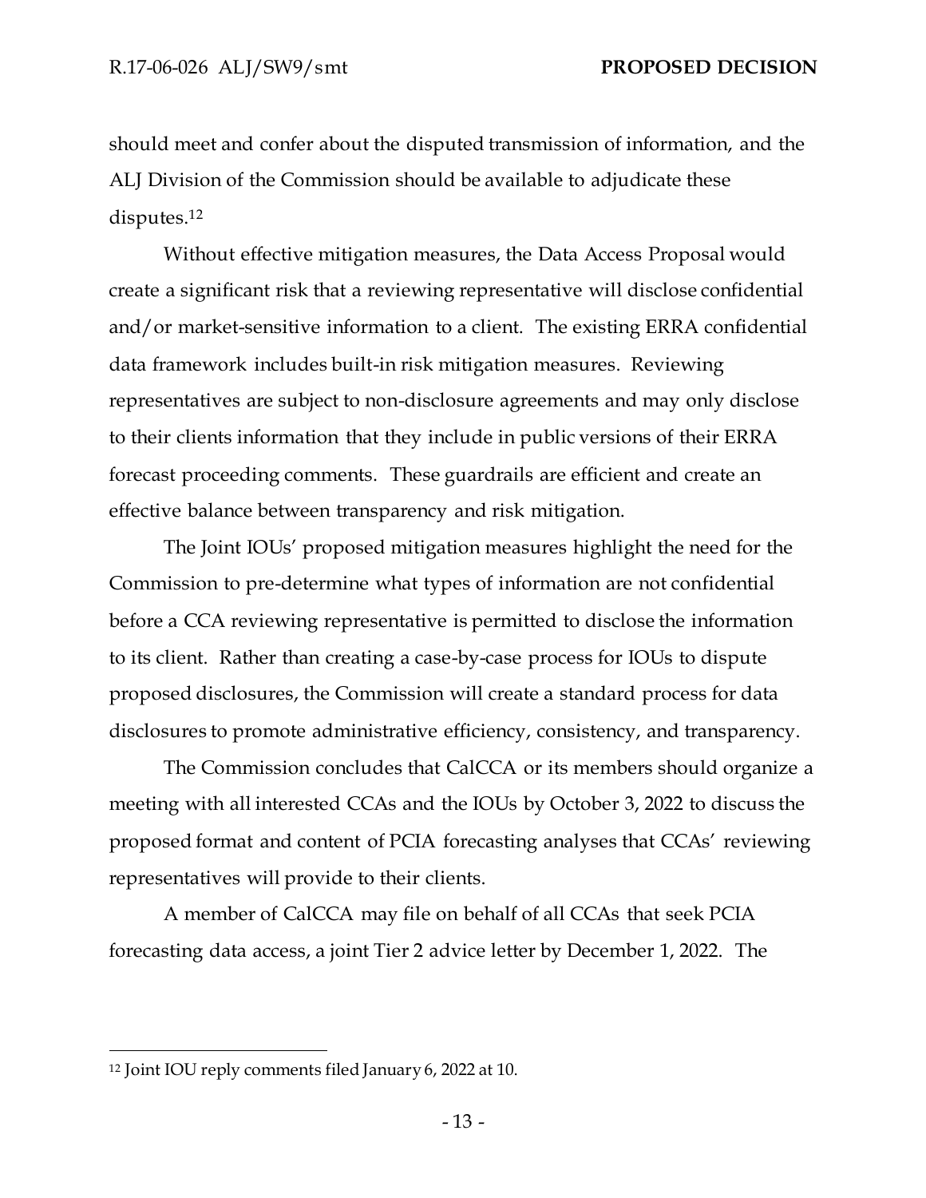should meet and confer about the disputed transmission of information, and the ALJ Division of the Commission should be available to adjudicate these disputes.[12]

Without effective mitigation measures, the Data Access Proposal would create a significant risk that a reviewing representative will disclose confidential and/or market-sensitive information to a client. The existing ERRA confidential data framework includes built-in risk mitigation measures. Reviewing representatives are subject to non-disclosure agreements and may only disclose to their clients information that they include in public versions of their ERRA forecast proceeding comments. These guardrails are efficient and create an effective balance between transparency and risk mitigation.

The Joint IOUs' proposed mitigation measures highlight the need for the Commission to pre-determine what types of information are not confidential before a CCA reviewing representative is permitted to disclose the information to its client. Rather than creating a case-by-case process for IOUs to dispute proposed disclosures, the Commission will create a standard process for data disclosures to promote administrative efficiency, consistency, and transparency.

The Commission concludes that CalCCA or its members should organize a meeting with all interested CCAs and the IOUs by October 3, 2022 to discuss the proposed format and content of PCIA forecasting analyses that CCAs' reviewing representatives will provide to their clients.

A member of CalCCA may file on behalf of all CCAs that seek PCIA forecasting data access, a joint Tier 2 advice letter by December 1, 2022. The

---

[12] Joint IOU reply comments filed January 6, 2022 at 10.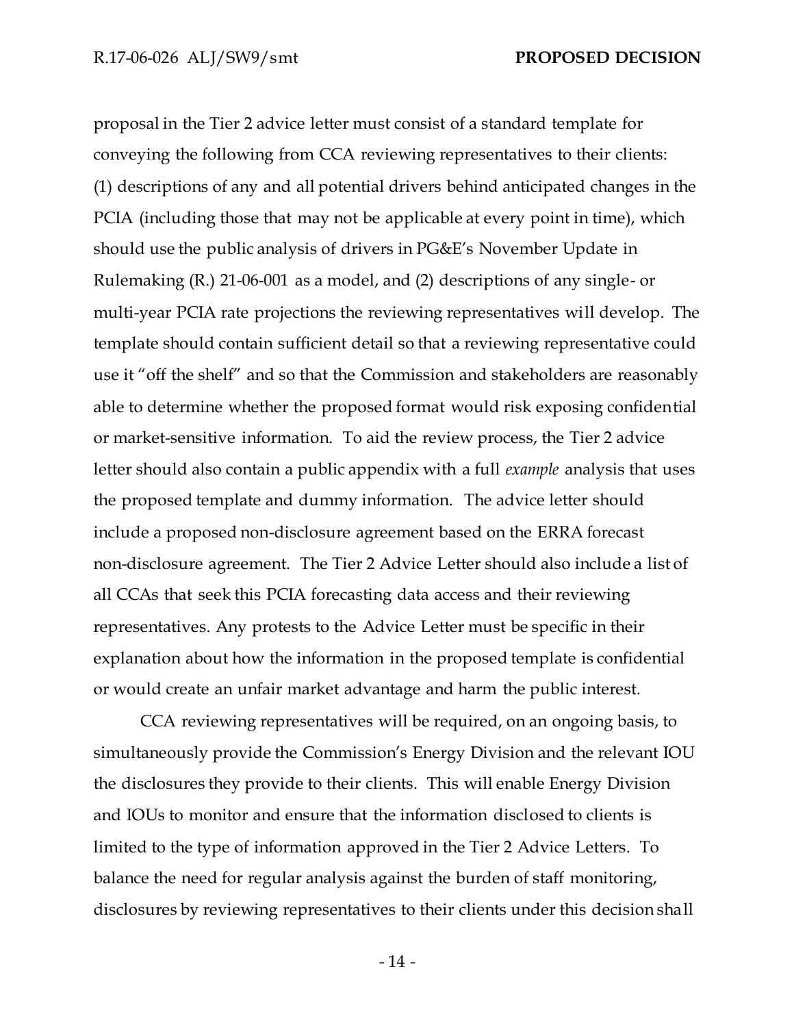proposal in the Tier 2 advice letter must consist of a standard template for conveying the following from CCA reviewing representatives to their clients: (1) descriptions of any and all potential drivers behind anticipated changes in the PCIA (including those that may not be applicable at every point in time), which should use the public analysis of drivers in PG&E's November Update in Rulemaking (R.) 21-06-001 as a model, and (2) descriptions of any single- or multi-year PCIA rate projections the reviewing representatives will develop. The template should contain sufficient detail so that a reviewing representative could use it "off the shelf" and so that the Commission and stakeholders are reasonably able to determine whether the proposed format would risk exposing confidential or market-sensitive information. To aid the review process, the Tier 2 advice letter should also contain a public appendix with a full *example* analysis that uses the proposed template and dummy information. The advice letter should include a proposed non-disclosure agreement based on the ERRA forecast non-disclosure agreement. The Tier 2 Advice Letter should also include a list of all CCAs that seek this PCIA forecasting data access and their reviewing representatives. Any protests to the Advice Letter must be specific in their explanation about how the information in the proposed template is confidential or would create an unfair market advantage and harm the public interest.

CCA reviewing representatives will be required, on an ongoing basis, to simultaneously provide the Commission's Energy Division and the relevant IOU the disclosures they provide to their clients. This will enable Energy Division and IOUs to monitor and ensure that the information disclosed to clients is limited to the type of information approved in the Tier 2 Advice Letters. To balance the need for regular analysis against the burden of staff monitoring, disclosures by reviewing representatives to their clients under this decision shall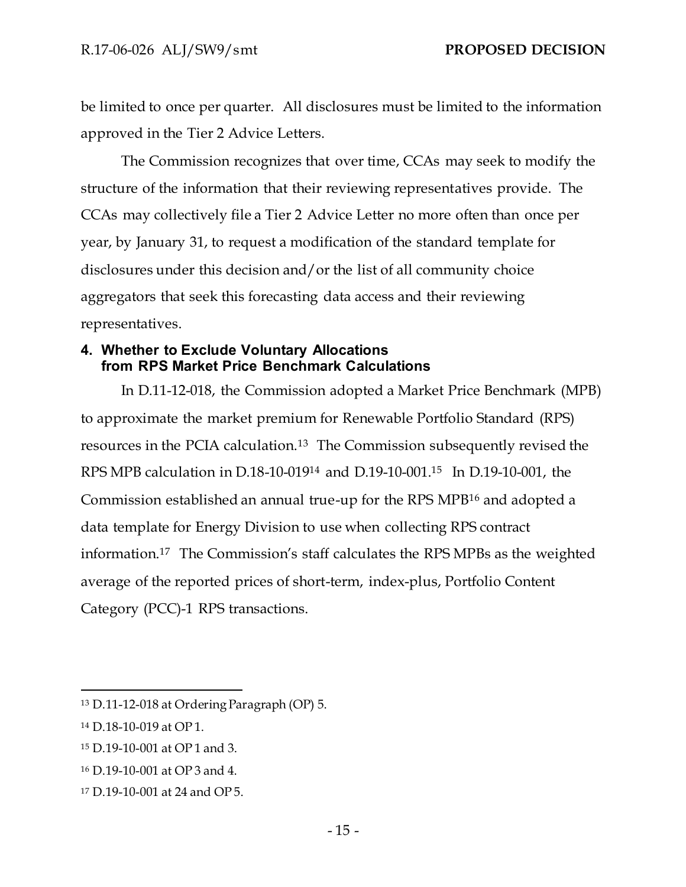be limited to once per quarter. All disclosures must be limited to the information approved in the Tier 2 Advice Letters.

The Commission recognizes that over time, CCAs may seek to modify the structure of the information that their reviewing representatives provide. The CCAs may collectively file a Tier 2 Advice Letter no more often than once per year, by January 31, to request a modification of the standard template for disclosures under this decision and/or the list of all community choice aggregators that seek this forecasting data access and their reviewing representatives.

## 4. Whether to Exclude Voluntary Allocations from RPS Market Price Benchmark Calculations

In D.11-12-018, the Commission adopted a Market Price Benchmark (MPB) to approximate the market premium for Renewable Portfolio Standard (RPS) resources in the PCIA calculation.[13] The Commission subsequently revised the RPS MPB calculation in D.18-10-019[14] and D.19-10-001.[15] In D.19-10-001, the Commission established an annual true-up for the RPS MPB[16] and adopted a data template for Energy Division to use when collecting RPS contract information.[17] The Commission's staff calculates the RPS MPBs as the weighted average of the reported prices of short-term, index-plus, Portfolio Content Category (PCC)-1 RPS transactions.

---

[13] D.11-12-018 at Ordering Paragraph (OP) 5.

[14] D.18-10-019 at OP 1.

[15] D.19-10-001 at OP 1 and 3.

[16] D.19-10-001 at OP 3 and 4.

[17] D.19-10-001 at 24 and OP 5.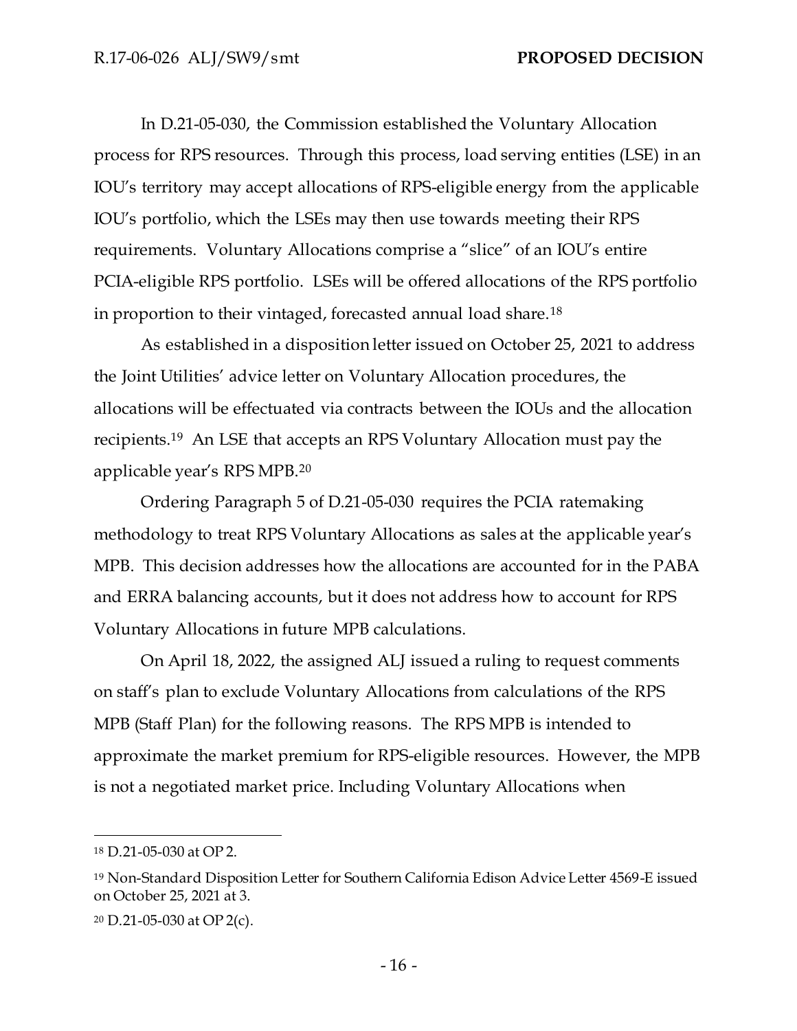In D.21-05-030, the Commission established the Voluntary Allocation process for RPS resources. Through this process, load serving entities (LSE) in an IOU's territory may accept allocations of RPS-eligible energy from the applicable IOU's portfolio, which the LSEs may then use towards meeting their RPS requirements. Voluntary Allocations comprise a "slice" of an IOU's entire PCIA-eligible RPS portfolio. LSEs will be offered allocations of the RPS portfolio in proportion to their vintaged, forecasted annual load share.[18]

As established in a disposition letter issued on October 25, 2021 to address the Joint Utilities' advice letter on Voluntary Allocation procedures, the allocations will be effectuated via contracts between the IOUs and the allocation recipients.[19] An LSE that accepts an RPS Voluntary Allocation must pay the applicable year's RPS MPB.[20]

Ordering Paragraph 5 of D.21-05-030 requires the PCIA ratemaking methodology to treat RPS Voluntary Allocations as sales at the applicable year's MPB. This decision addresses how the allocations are accounted for in the PABA and ERRA balancing accounts, but it does not address how to account for RPS Voluntary Allocations in future MPB calculations.

On April 18, 2022, the assigned ALJ issued a ruling to request comments on staff's plan to exclude Voluntary Allocations from calculations of the RPS MPB (Staff Plan) for the following reasons. The RPS MPB is intended to approximate the market premium for RPS-eligible resources. However, the MPB is not a negotiated market price. Including Voluntary Allocations when

---

[18] D.21-05-030 at OP 2.

[19] Non-Standard Disposition Letter for Southern California Edison Advice Letter 4569-E issued on October 25, 2021 at 3.

[20] D.21-05-030 at OP 2(c).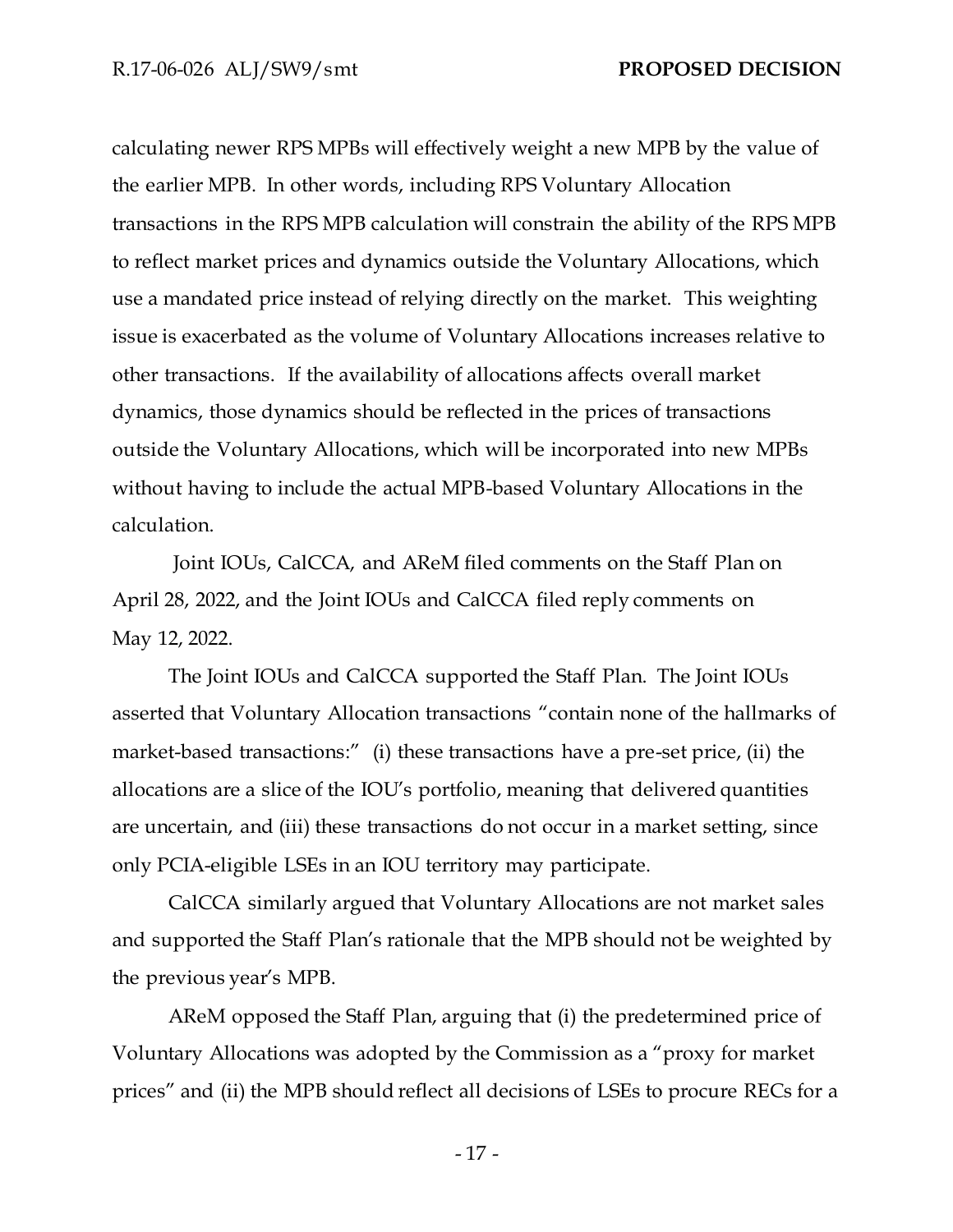calculating newer RPS MPBs will effectively weight a new MPB by the value of the earlier MPB. In other words, including RPS Voluntary Allocation transactions in the RPS MPB calculation will constrain the ability of the RPS MPB to reflect market prices and dynamics outside the Voluntary Allocations, which use a mandated price instead of relying directly on the market. This weighting issue is exacerbated as the volume of Voluntary Allocations increases relative to other transactions. If the availability of allocations affects overall market dynamics, those dynamics should be reflected in the prices of transactions outside the Voluntary Allocations, which will be incorporated into new MPBs without having to include the actual MPB-based Voluntary Allocations in the calculation.

Joint IOUs, CalCCA, and AReM filed comments on the Staff Plan on April 28, 2022, and the Joint IOUs and CalCCA filed reply comments on May 12, 2022.

The Joint IOUs and CalCCA supported the Staff Plan. The Joint IOUs asserted that Voluntary Allocation transactions "contain none of the hallmarks of market-based transactions:" (i) these transactions have a pre-set price, (ii) the allocations are a slice of the IOU's portfolio, meaning that delivered quantities are uncertain, and (iii) these transactions do not occur in a market setting, since only PCIA-eligible LSEs in an IOU territory may participate.

CalCCA similarly argued that Voluntary Allocations are not market sales and supported the Staff Plan's rationale that the MPB should not be weighted by the previous year's MPB.

AReM opposed the Staff Plan, arguing that (i) the predetermined price of Voluntary Allocations was adopted by the Commission as a "proxy for market prices" and (ii) the MPB should reflect all decisions of LSEs to procure RECs for a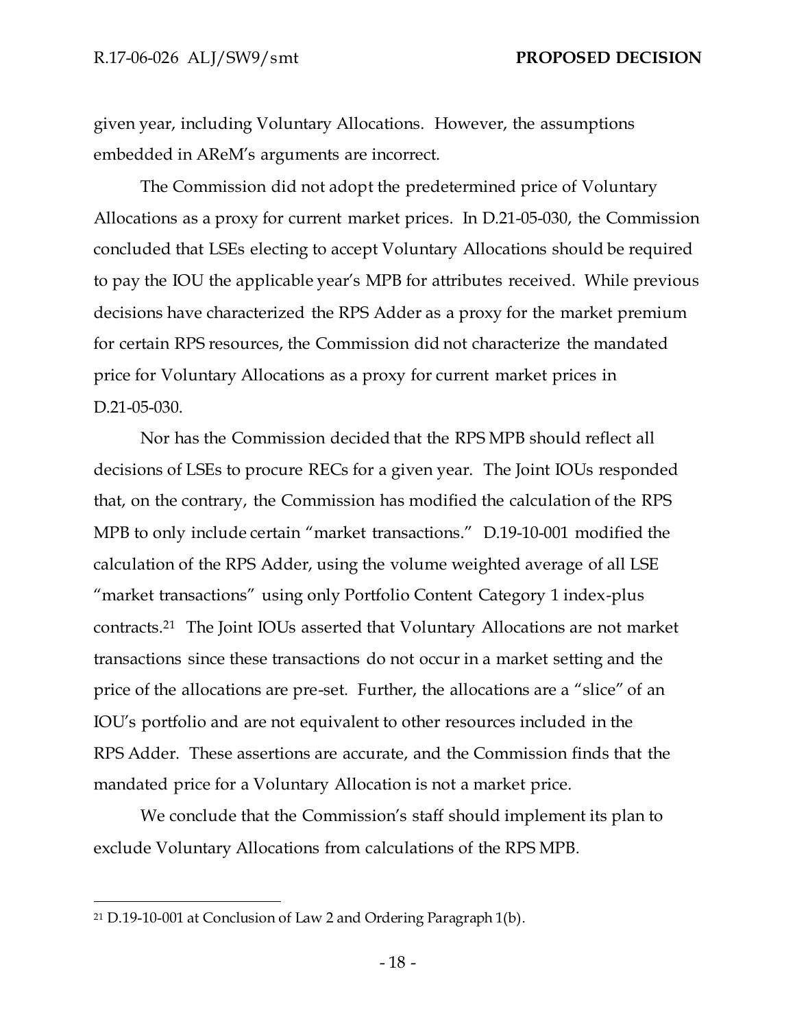given year, including Voluntary Allocations. However, the assumptions embedded in AReM's arguments are incorrect.

The Commission did not adopt the predetermined price of Voluntary Allocations as a proxy for current market prices. In D.21-05-030, the Commission concluded that LSEs electing to accept Voluntary Allocations should be required to pay the IOU the applicable year's MPB for attributes received. While previous decisions have characterized the RPS Adder as a proxy for the market premium for certain RPS resources, the Commission did not characterize the mandated price for Voluntary Allocations as a proxy for current market prices in D.21-05-030.

Nor has the Commission decided that the RPS MPB should reflect all decisions of LSEs to procure RECs for a given year. The Joint IOUs responded that, on the contrary, the Commission has modified the calculation of the RPS MPB to only include certain "market transactions." D.19-10-001 modified the calculation of the RPS Adder, using the volume weighted average of all LSE "market transactions" using only Portfolio Content Category 1 index-plus contracts.[21] The Joint IOUs asserted that Voluntary Allocations are not market transactions since these transactions do not occur in a market setting and the price of the allocations are pre-set. Further, the allocations are a "slice" of an IOU's portfolio and are not equivalent to other resources included in the RPS Adder. These assertions are accurate, and the Commission finds that the mandated price for a Voluntary Allocation is not a market price.

We conclude that the Commission's staff should implement its plan to exclude Voluntary Allocations from calculations of the RPS MPB.

---

[21] D.19-10-001 at Conclusion of Law 2 and Ordering Paragraph 1(b).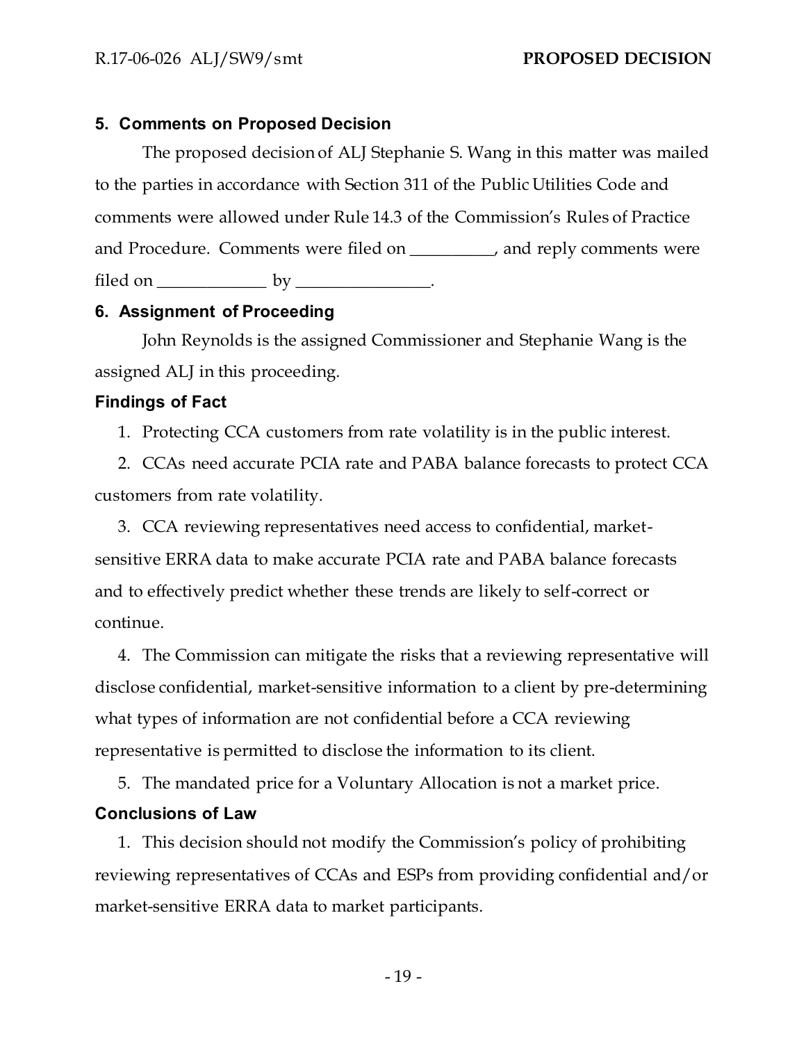## 5. Comments on Proposed Decision

The proposed decision of ALJ Stephanie S. Wang in this matter was mailed to the parties in accordance with Section 311 of the Public Utilities Code and comments were allowed under Rule 14.3 of the Commission's Rules of Practice and Procedure. Comments were filed on __________, and reply comments were filed on _____________ by ________________.

## 6. Assignment of Proceeding

John Reynolds is the assigned Commissioner and Stephanie Wang is the assigned ALJ in this proceeding.

### Findings of Fact

1. Protecting CCA customers from rate volatility is in the public interest.
2. CCAs need accurate PCIA rate and PABA balance forecasts to protect CCA customers from rate volatility.
3. CCA reviewing representatives need access to confidential, market-sensitive ERRA data to make accurate PCIA rate and PABA balance forecasts and to effectively predict whether these trends are likely to self-correct or continue.
4. The Commission can mitigate the risks that a reviewing representative will disclose confidential, market-sensitive information to a client by pre-determining what types of information are not confidential before a CCA reviewing representative is permitted to disclose the information to its client.
5. The mandated price for a Voluntary Allocation is not a market price.

### Conclusions of Law

1. This decision should not modify the Commission's policy of prohibiting reviewing representatives of CCAs and ESPs from providing confidential and/or market-sensitive ERRA data to market participants.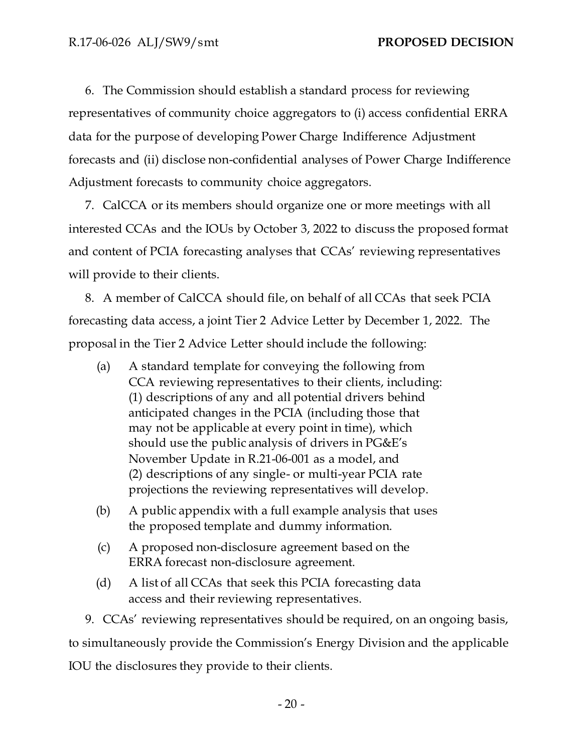6. The Commission should establish a standard process for reviewing representatives of community choice aggregators to (i) access confidential ERRA data for the purpose of developing Power Charge Indifference Adjustment forecasts and (ii) disclose non-confidential analyses of Power Charge Indifference Adjustment forecasts to community choice aggregators.

7. CalCCA or its members should organize one or more meetings with all interested CCAs and the IOUs by October 3, 2022 to discuss the proposed format and content of PCIA forecasting analyses that CCAs' reviewing representatives will provide to their clients.

8. A member of CalCCA should file, on behalf of all CCAs that seek PCIA forecasting data access, a joint Tier 2 Advice Letter by December 1, 2022. The proposal in the Tier 2 Advice Letter should include the following:

(a) A standard template for conveying the following from CCA reviewing representatives to their clients, including: (1) descriptions of any and all potential drivers behind anticipated changes in the PCIA (including those that may not be applicable at every point in time), which should use the public analysis of drivers in PG&E's November Update in R.21-06-001 as a model, and (2) descriptions of any single- or multi-year PCIA rate projections the reviewing representatives will develop.

(b) A public appendix with a full example analysis that uses the proposed template and dummy information.

(c) A proposed non-disclosure agreement based on the ERRA forecast non-disclosure agreement.

(d) A list of all CCAs that seek this PCIA forecasting data access and their reviewing representatives.

9. CCAs' reviewing representatives should be required, on an ongoing basis, to simultaneously provide the Commission's Energy Division and the applicable IOU the disclosures they provide to their clients.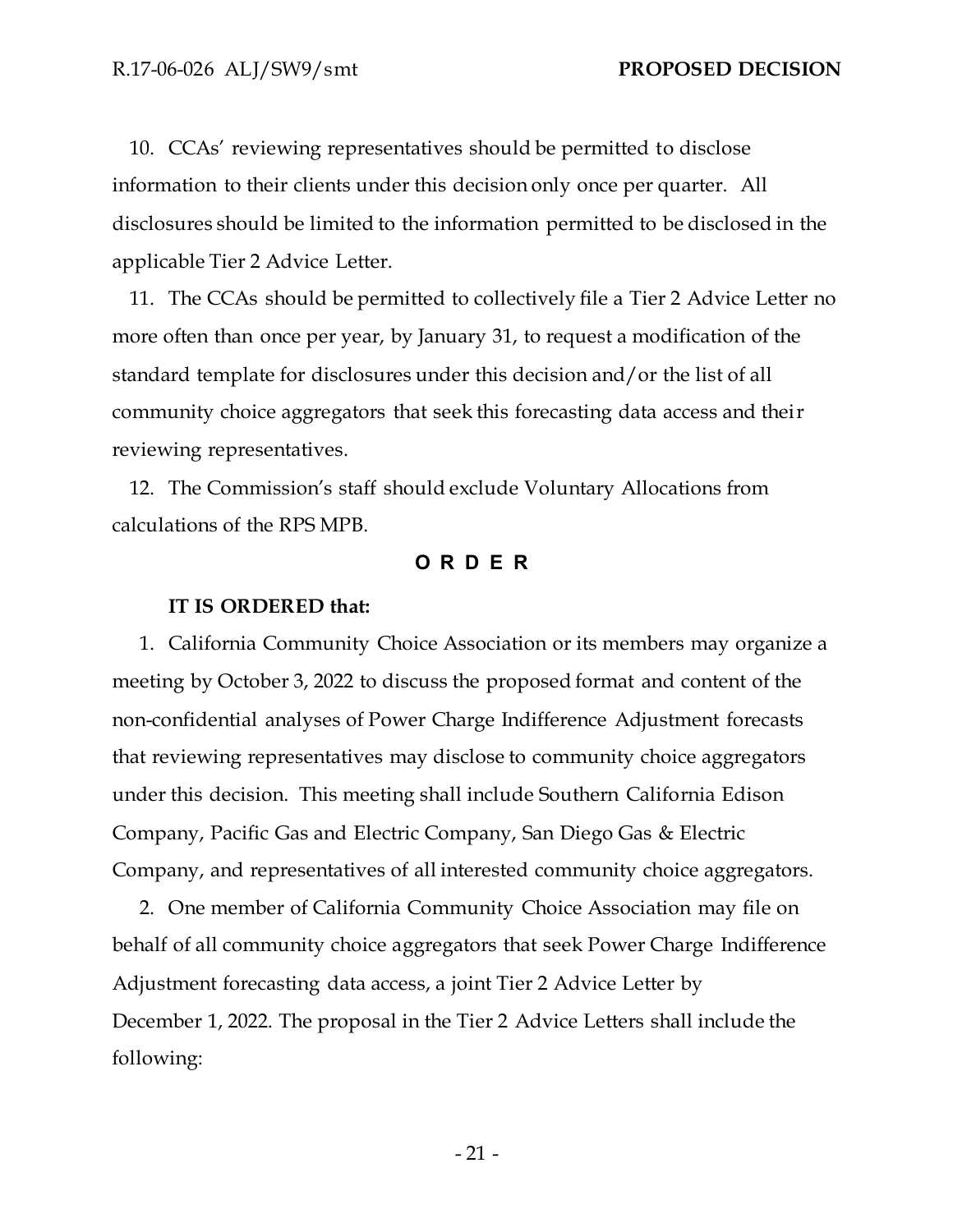10. CCAs' reviewing representatives should be permitted to disclose information to their clients under this decision only once per quarter. All disclosures should be limited to the information permitted to be disclosed in the applicable Tier 2 Advice Letter.

11. The CCAs should be permitted to collectively file a Tier 2 Advice Letter no more often than once per year, by January 31, to request a modification of the standard template for disclosures under this decision and/or the list of all community choice aggregators that seek this forecasting data access and their reviewing representatives.

12. The Commission's staff should exclude Voluntary Allocations from calculations of the RPS MPB.

## O R D E R

**IT IS ORDERED that:**

1. California Community Choice Association or its members may organize a meeting by October 3, 2022 to discuss the proposed format and content of the non-confidential analyses of Power Charge Indifference Adjustment forecasts that reviewing representatives may disclose to community choice aggregators under this decision. This meeting shall include Southern California Edison Company, Pacific Gas and Electric Company, San Diego Gas & Electric Company, and representatives of all interested community choice aggregators.

2. One member of California Community Choice Association may file on behalf of all community choice aggregators that seek Power Charge Indifference Adjustment forecasting data access, a joint Tier 2 Advice Letter by December 1, 2022. The proposal in the Tier 2 Advice Letters shall include the following: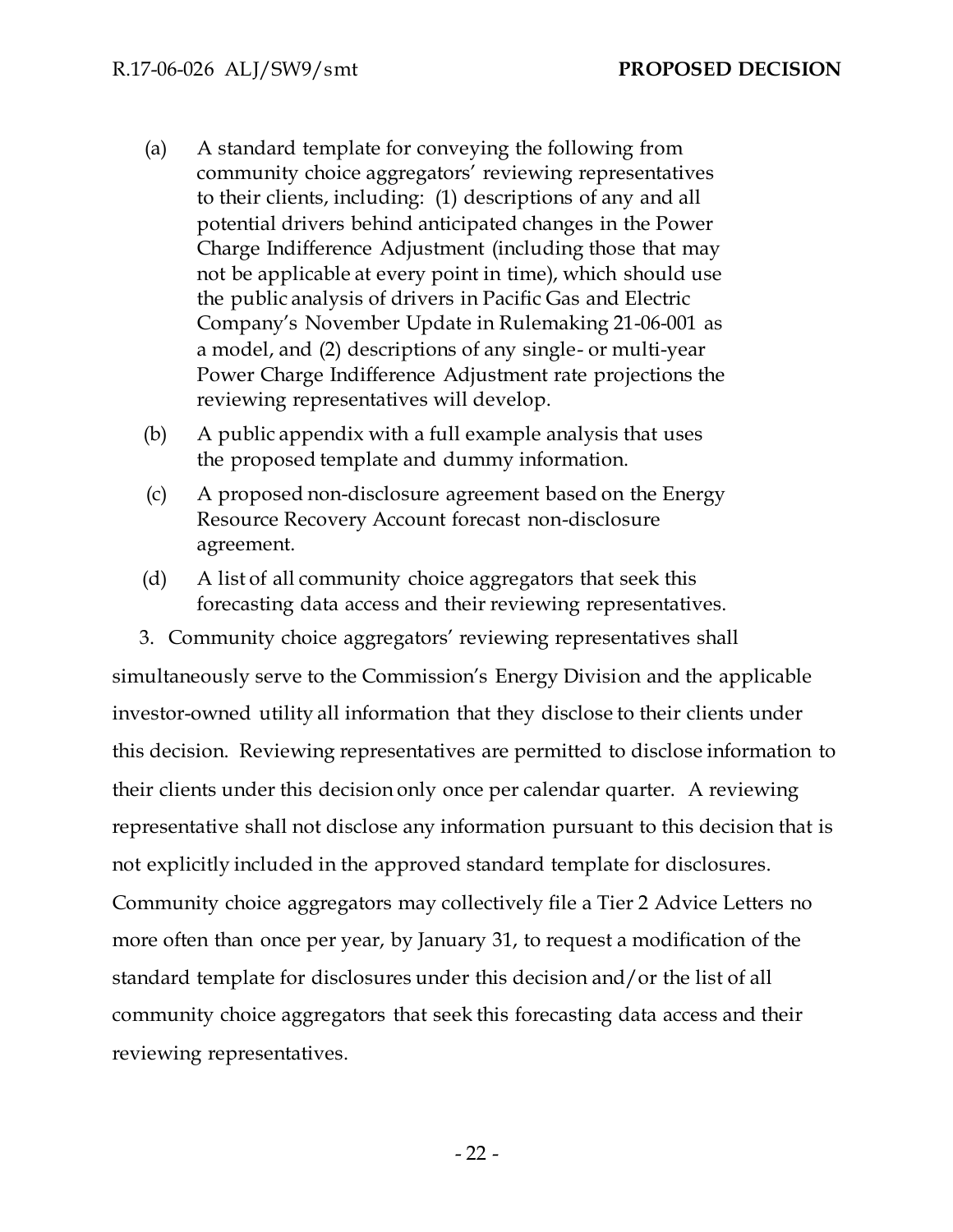(a) A standard template for conveying the following from community choice aggregators' reviewing representatives to their clients, including: (1) descriptions of any and all potential drivers behind anticipated changes in the Power Charge Indifference Adjustment (including those that may not be applicable at every point in time), which should use the public analysis of drivers in Pacific Gas and Electric Company's November Update in Rulemaking 21-06-001 as a model, and (2) descriptions of any single- or multi-year Power Charge Indifference Adjustment rate projections the reviewing representatives will develop.

(b) A public appendix with a full example analysis that uses the proposed template and dummy information.

(c) A proposed non-disclosure agreement based on the Energy Resource Recovery Account forecast non-disclosure agreement.

(d) A list of all community choice aggregators that seek this forecasting data access and their reviewing representatives.

3. Community choice aggregators' reviewing representatives shall simultaneously serve to the Commission's Energy Division and the applicable investor-owned utility all information that they disclose to their clients under this decision. Reviewing representatives are permitted to disclose information to their clients under this decision only once per calendar quarter. A reviewing representative shall not disclose any information pursuant to this decision that is not explicitly included in the approved standard template for disclosures. Community choice aggregators may collectively file a Tier 2 Advice Letters no more often than once per year, by January 31, to request a modification of the standard template for disclosures under this decision and/or the list of all community choice aggregators that seek this forecasting data access and their reviewing representatives.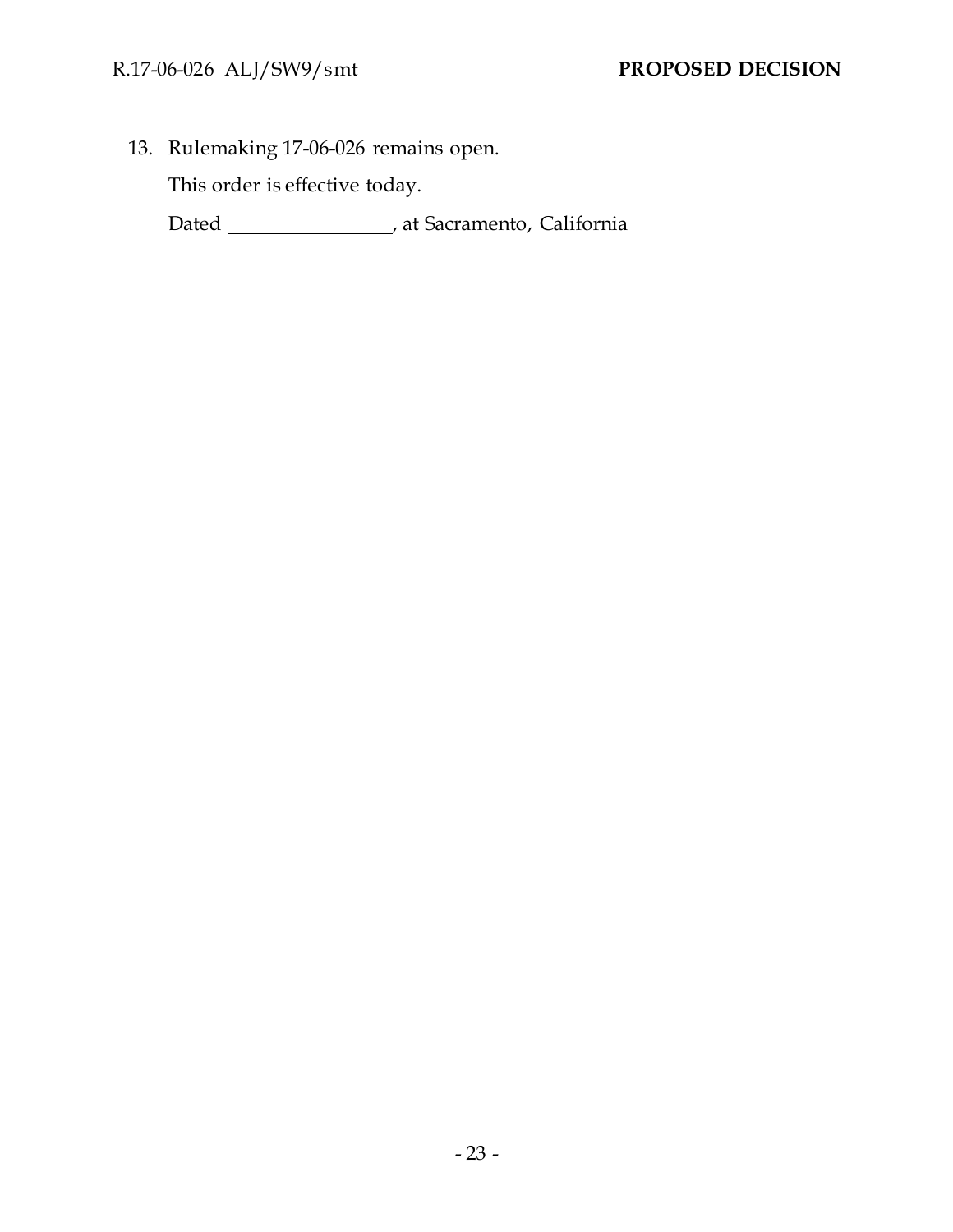13. Rulemaking 17-06-026 remains open.

This order is effective today.

Dated ________________, at Sacramento, California